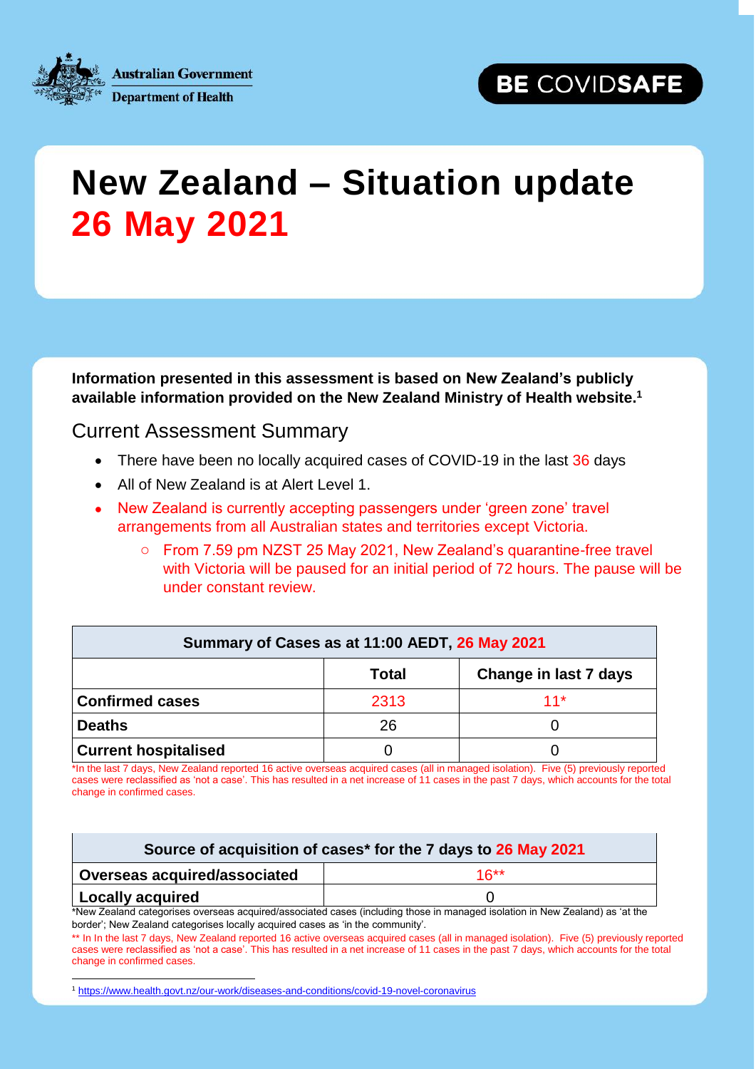Australian Government
Department of Health

BE COVIDSAFE

# New Zealand – Situation update 26 May 2021

**Information presented in this assessment is based on New Zealand's publicly available information provided on the New Zealand Ministry of Health website.[1]**

## Current Assessment Summary

- There have been no locally acquired cases of COVID-19 in the last 36 days
- All of New Zealand is at Alert Level 1.
- New Zealand is currently accepting passengers under 'green zone' travel arrangements from all Australian states and territories except Victoria.
  - From 7.59 pm NZST 25 May 2021, New Zealand's quarantine-free travel with Victoria will be paused for an initial period of 72 hours. The pause will be under constant review.

| Summary of Cases as at 11:00 AEDT, 26 May 2021 | | |
|---|---|---|
| | **Total** | **Change in last 7 days** |
| **Confirmed cases** | 2313 | 11* |
| **Deaths** | 26 | 0 |
| **Current hospitalised** | 0 | 0 |

*In the last 7 days, New Zealand reported 16 active overseas acquired cases (all in managed isolation). Five (5) previously reported cases were reclassified as 'not a case'. This has resulted in a net increase of 11 cases in the past 7 days, which accounts for the total change in confirmed cases.

| Source of acquisition of cases* for the 7 days to 26 May 2021 | |
|---|---|
| **Overseas acquired/associated** | 16** |
| **Locally acquired** | 0 |

*New Zealand categorises overseas acquired/associated cases (including those in managed isolation in New Zealand) as 'at the border'; New Zealand categorises locally acquired cases as 'in the community'.

** In In the last 7 days, New Zealand reported 16 active overseas acquired cases (all in managed isolation). Five (5) previously reported cases were reclassified as 'not a case'. This has resulted in a net increase of 11 cases in the past 7 days, which accounts for the total change in confirmed cases.

[1] https://www.health.govt.nz/our-work/diseases-and-conditions/covid-19-novel-coronavirus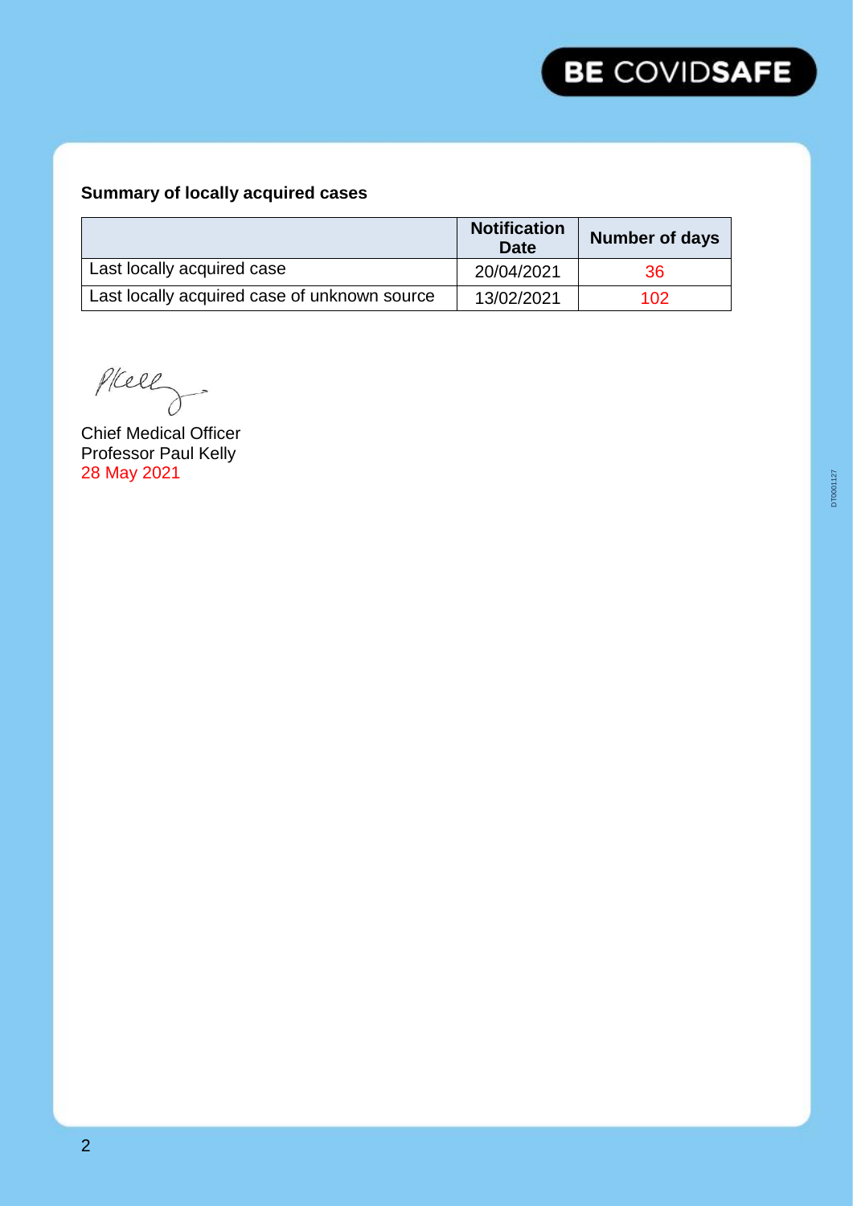**Summary of locally acquired cases**

| | Notification Date | Number of days |
|---|---|---|
| Last locally acquired case | 20/04/2021 | 36 |
| Last locally acquired case of unknown source | 13/02/2021 | 102 |

Chief Medical Officer
Professor Paul Kelly
28 May 2021